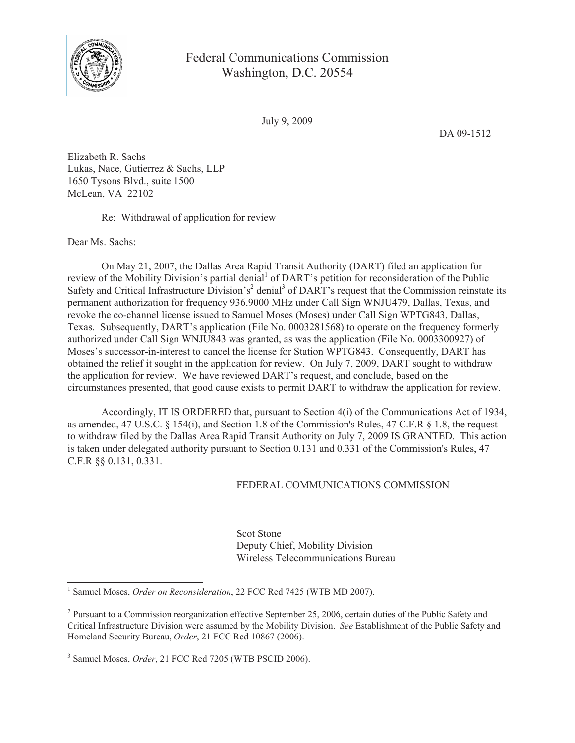Federal Communications Commission
Washington, D.C. 20554

July 9, 2009

DA 09-1512

Elizabeth R. Sachs
Lukas, Nace, Gutierrez & Sachs, LLP
1650 Tysons Blvd., suite 1500
McLean, VA 22102

Re: Withdrawal of application for review

Dear Ms. Sachs:

On May 21, 2007, the Dallas Area Rapid Transit Authority (DART) filed an application for review of the Mobility Division's partial denial[1] of DART's petition for reconsideration of the Public Safety and Critical Infrastructure Division's[2] denial[3] of DART's request that the Commission reinstate its permanent authorization for frequency 936.9000 MHz under Call Sign WNJU479, Dallas, Texas, and revoke the co-channel license issued to Samuel Moses (Moses) under Call Sign WPTG843, Dallas, Texas. Subsequently, DART's application (File No. 0003281568) to operate on the frequency formerly authorized under Call Sign WNJU843 was granted, as was the application (File No. 0003300927) of Moses's successor-in-interest to cancel the license for Station WPTG843. Consequently, DART has obtained the relief it sought in the application for review. On July 7, 2009, DART sought to withdraw the application for review. We have reviewed DART's request, and conclude, based on the circumstances presented, that good cause exists to permit DART to withdraw the application for review.

Accordingly, IT IS ORDERED that, pursuant to Section 4(i) of the Communications Act of 1934, as amended, 47 U.S.C. § 154(i), and Section 1.8 of the Commission's Rules, 47 C.F.R § 1.8, the request to withdraw filed by the Dallas Area Rapid Transit Authority on July 7, 2009 IS GRANTED. This action is taken under delegated authority pursuant to Section 0.131 and 0.331 of the Commission's Rules, 47 C.F.R §§ 0.131, 0.331.

FEDERAL COMMUNICATIONS COMMISSION

Scot Stone
Deputy Chief, Mobility Division
Wireless Telecommunications Bureau

---

[1] Samuel Moses, *Order on Reconsideration*, 22 FCC Rcd 7425 (WTB MD 2007).

[2] Pursuant to a Commission reorganization effective September 25, 2006, certain duties of the Public Safety and Critical Infrastructure Division were assumed by the Mobility Division. *See* Establishment of the Public Safety and Homeland Security Bureau, *Order*, 21 FCC Rcd 10867 (2006).

[3] Samuel Moses, *Order*, 21 FCC Rcd 7205 (WTB PSCID 2006).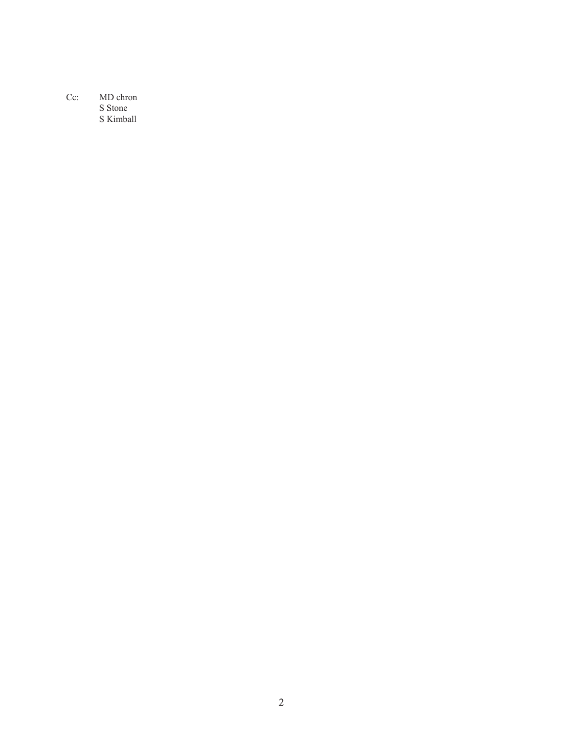Cc: MD chron
S Stone
S Kimball